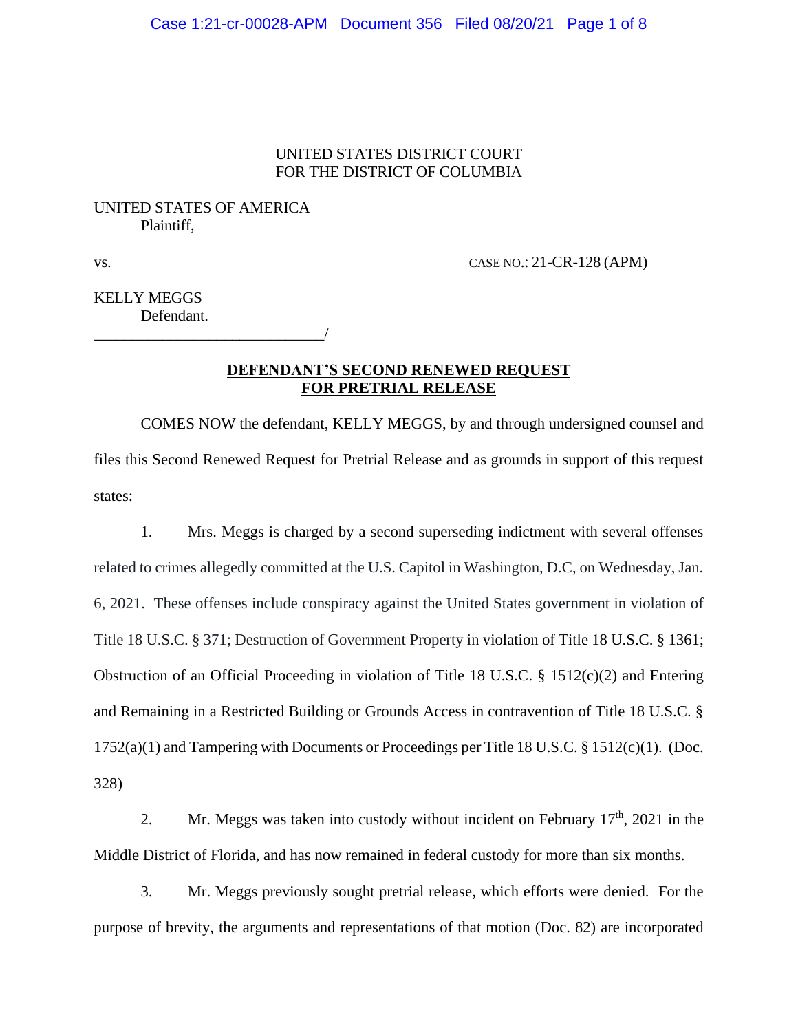UNITED STATES DISTRICT COURT
FOR THE DISTRICT OF COLUMBIA

UNITED STATES OF AMERICA
Plaintiff,

vs. CASE NO.: 21-CR-128 (APM)

KELLY MEGGS
Defendant.
______________________________/

**DEFENDANT'S SECOND RENEWED REQUEST FOR PRETRIAL RELEASE**

COMES NOW the defendant, KELLY MEGGS, by and through undersigned counsel and files this Second Renewed Request for Pretrial Release and as grounds in support of this request states:

1. Mrs. Meggs is charged by a second superseding indictment with several offenses related to crimes allegedly committed at the U.S. Capitol in Washington, D.C, on Wednesday, Jan. 6, 2021. These offenses include conspiracy against the United States government in violation of Title 18 U.S.C. § 371; Destruction of Government Property in violation of Title 18 U.S.C. § 1361; Obstruction of an Official Proceeding in violation of Title 18 U.S.C. § 1512(c)(2) and Entering and Remaining in a Restricted Building or Grounds Access in contravention of Title 18 U.S.C. § 1752(a)(1) and Tampering with Documents or Proceedings per Title 18 U.S.C. § 1512(c)(1). (Doc. 328)

2. Mr. Meggs was taken into custody without incident on February 17th, 2021 in the Middle District of Florida, and has now remained in federal custody for more than six months.

3. Mr. Meggs previously sought pretrial release, which efforts were denied. For the purpose of brevity, the arguments and representations of that motion (Doc. 82) are incorporated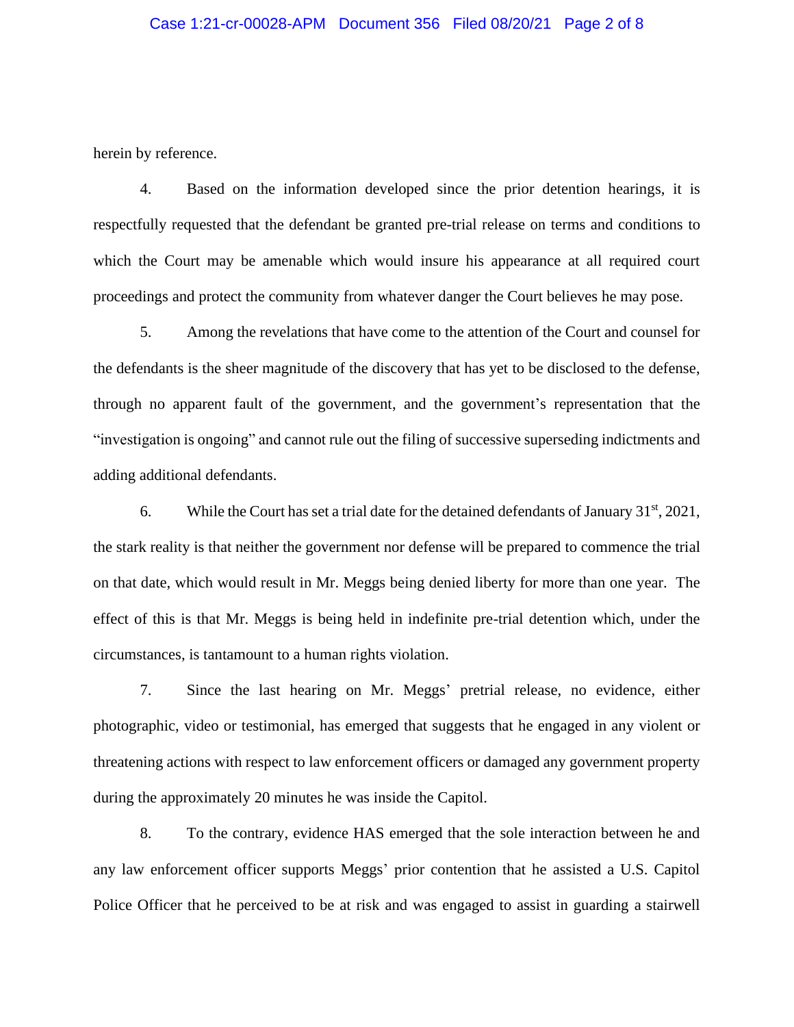herein by reference.

4. Based on the information developed since the prior detention hearings, it is respectfully requested that the defendant be granted pre-trial release on terms and conditions to which the Court may be amenable which would insure his appearance at all required court proceedings and protect the community from whatever danger the Court believes he may pose.

5. Among the revelations that have come to the attention of the Court and counsel for the defendants is the sheer magnitude of the discovery that has yet to be disclosed to the defense, through no apparent fault of the government, and the government's representation that the "investigation is ongoing" and cannot rule out the filing of successive superseding indictments and adding additional defendants.

6. While the Court has set a trial date for the detained defendants of January 31st, 2021, the stark reality is that neither the government nor defense will be prepared to commence the trial on that date, which would result in Mr. Meggs being denied liberty for more than one year. The effect of this is that Mr. Meggs is being held in indefinite pre-trial detention which, under the circumstances, is tantamount to a human rights violation.

7. Since the last hearing on Mr. Meggs' pretrial release, no evidence, either photographic, video or testimonial, has emerged that suggests that he engaged in any violent or threatening actions with respect to law enforcement officers or damaged any government property during the approximately 20 minutes he was inside the Capitol.

8. To the contrary, evidence HAS emerged that the sole interaction between he and any law enforcement officer supports Meggs' prior contention that he assisted a U.S. Capitol Police Officer that he perceived to be at risk and was engaged to assist in guarding a stairwell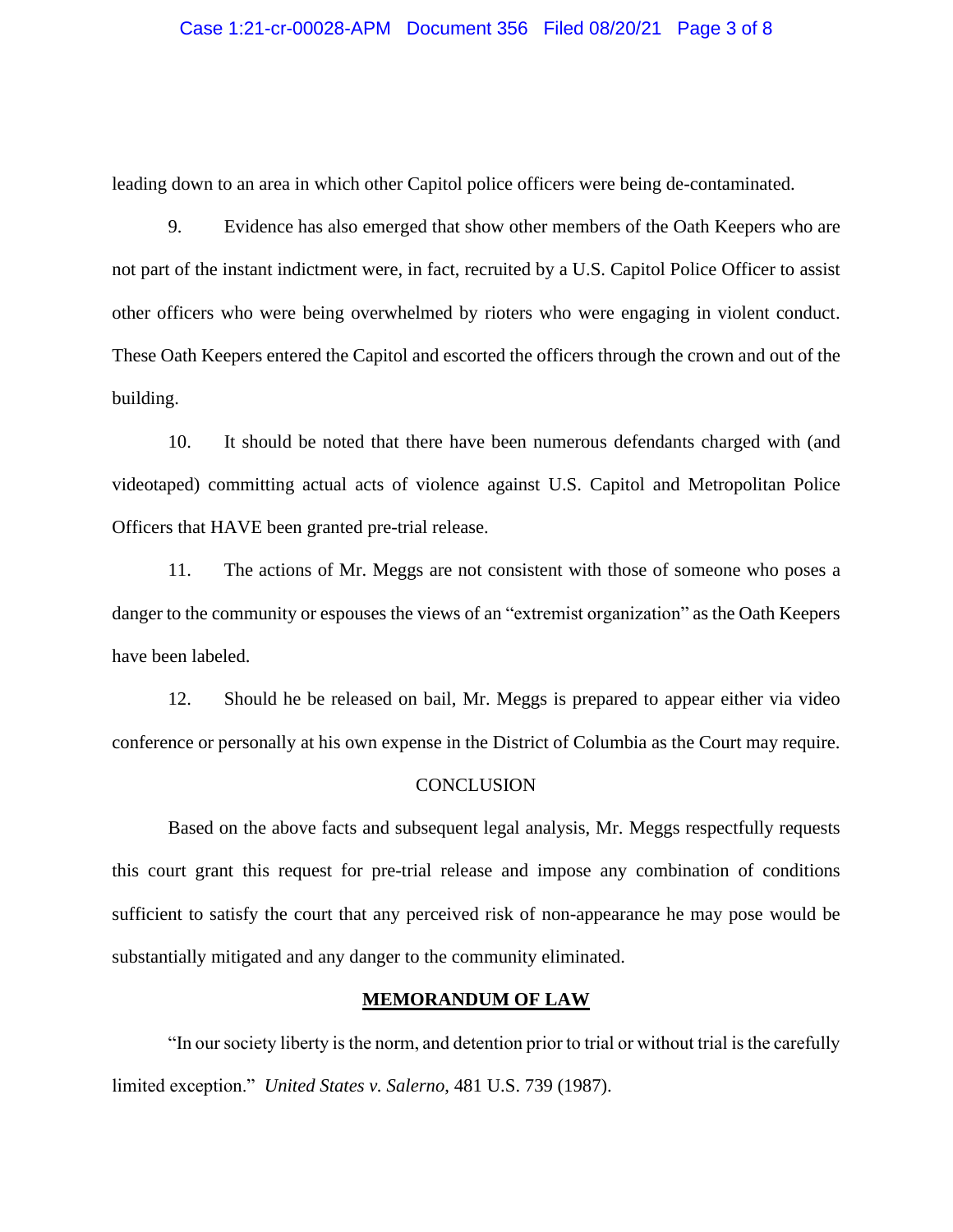leading down to an area in which other Capitol police officers were being de-contaminated.

9. Evidence has also emerged that show other members of the Oath Keepers who are not part of the instant indictment were, in fact, recruited by a U.S. Capitol Police Officer to assist other officers who were being overwhelmed by rioters who were engaging in violent conduct. These Oath Keepers entered the Capitol and escorted the officers through the crown and out of the building.

10. It should be noted that there have been numerous defendants charged with (and videotaped) committing actual acts of violence against U.S. Capitol and Metropolitan Police Officers that HAVE been granted pre-trial release.

11. The actions of Mr. Meggs are not consistent with those of someone who poses a danger to the community or espouses the views of an "extremist organization" as the Oath Keepers have been labeled.

12. Should he be released on bail, Mr. Meggs is prepared to appear either via video conference or personally at his own expense in the District of Columbia as the Court may require.

## CONCLUSION

Based on the above facts and subsequent legal analysis, Mr. Meggs respectfully requests this court grant this request for pre-trial release and impose any combination of conditions sufficient to satisfy the court that any perceived risk of non-appearance he may pose would be substantially mitigated and any danger to the community eliminated.

## **MEMORANDUM OF LAW**

"In our society liberty is the norm, and detention prior to trial or without trial is the carefully limited exception." *United States v. Salerno*, 481 U.S. 739 (1987).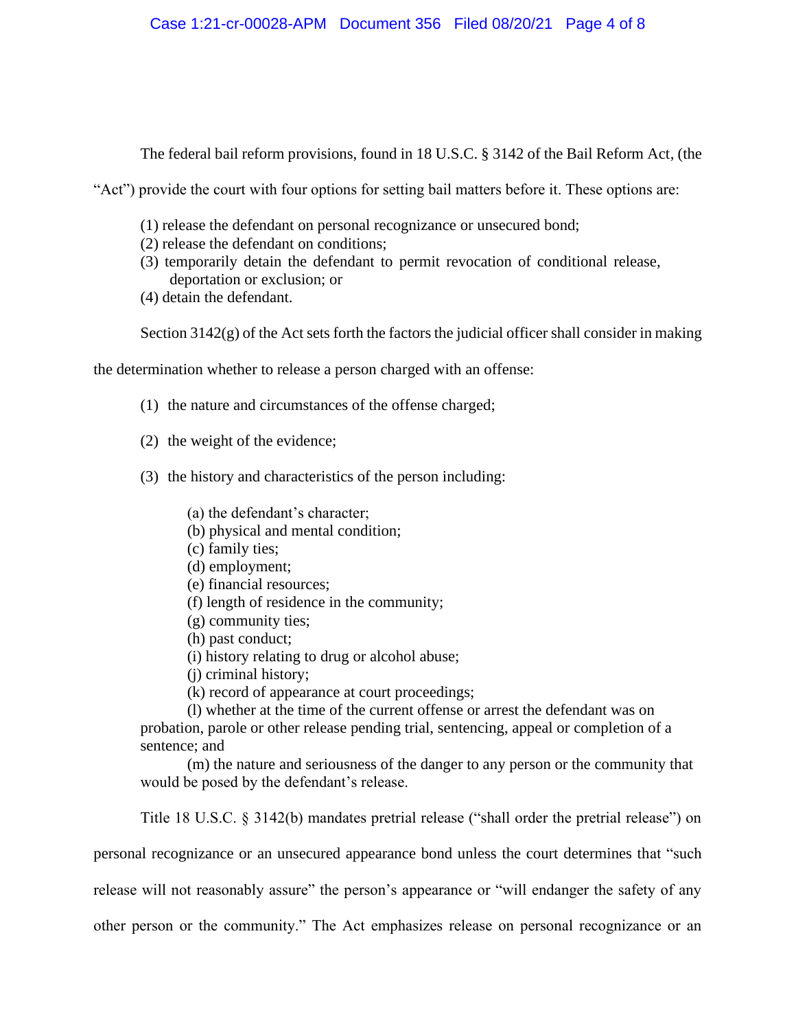The federal bail reform provisions, found in 18 U.S.C. § 3142 of the Bail Reform Act, (the "Act") provide the court with four options for setting bail matters before it. These options are:

(1) release the defendant on personal recognizance or unsecured bond;
(2) release the defendant on conditions;
(3) temporarily detain the defendant to permit revocation of conditional release, deportation or exclusion; or
(4) detain the defendant.

Section 3142(g) of the Act sets forth the factors the judicial officer shall consider in making the determination whether to release a person charged with an offense:

(1) the nature and circumstances of the offense charged;

(2) the weight of the evidence;

(3) the history and characteristics of the person including:

(a) the defendant's character;
(b) physical and mental condition;
(c) family ties;
(d) employment;
(e) financial resources;
(f) length of residence in the community;
(g) community ties;
(h) past conduct;
(i) history relating to drug or alcohol abuse;
(j) criminal history;
(k) record of appearance at court proceedings;
(l) whether at the time of the current offense or arrest the defendant was on probation, parole or other release pending trial, sentencing, appeal or completion of a sentence; and
(m) the nature and seriousness of the danger to any person or the community that would be posed by the defendant's release.

Title 18 U.S.C. § 3142(b) mandates pretrial release ("shall order the pretrial release") on personal recognizance or an unsecured appearance bond unless the court determines that "such release will not reasonably assure" the person's appearance or "will endanger the safety of any other person or the community." The Act emphasizes release on personal recognizance or an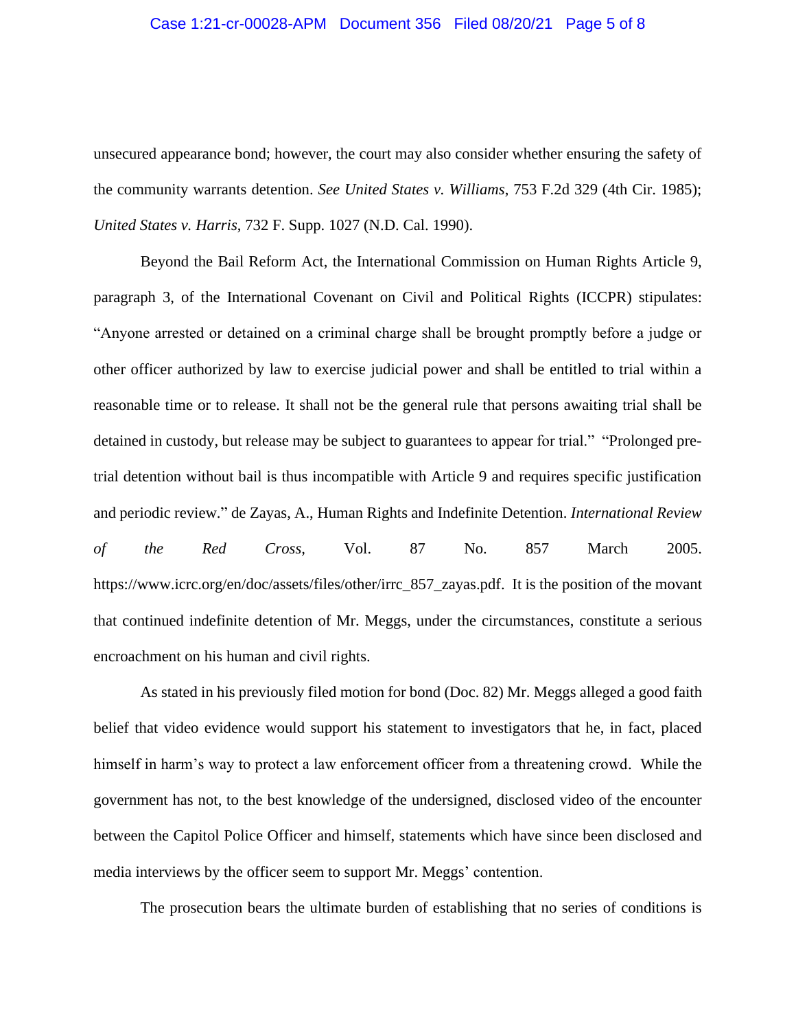unsecured appearance bond; however, the court may also consider whether ensuring the safety of the community warrants detention. *See United States v. Williams*, 753 F.2d 329 (4th Cir. 1985); *United States v. Harris*, 732 F. Supp. 1027 (N.D. Cal. 1990).

Beyond the Bail Reform Act, the International Commission on Human Rights Article 9, paragraph 3, of the International Covenant on Civil and Political Rights (ICCPR) stipulates: "Anyone arrested or detained on a criminal charge shall be brought promptly before a judge or other officer authorized by law to exercise judicial power and shall be entitled to trial within a reasonable time or to release. It shall not be the general rule that persons awaiting trial shall be detained in custody, but release may be subject to guarantees to appear for trial." "Prolonged pre-trial detention without bail is thus incompatible with Article 9 and requires specific justification and periodic review." de Zayas, A., Human Rights and Indefinite Detention. *International Review of the Red Cross*, Vol. 87 No. 857 March 2005. https://www.icrc.org/en/doc/assets/files/other/irrc_857_zayas.pdf. It is the position of the movant that continued indefinite detention of Mr. Meggs, under the circumstances, constitute a serious encroachment on his human and civil rights.

As stated in his previously filed motion for bond (Doc. 82) Mr. Meggs alleged a good faith belief that video evidence would support his statement to investigators that he, in fact, placed himself in harm's way to protect a law enforcement officer from a threatening crowd. While the government has not, to the best knowledge of the undersigned, disclosed video of the encounter between the Capitol Police Officer and himself, statements which have since been disclosed and media interviews by the officer seem to support Mr. Meggs' contention.

The prosecution bears the ultimate burden of establishing that no series of conditions is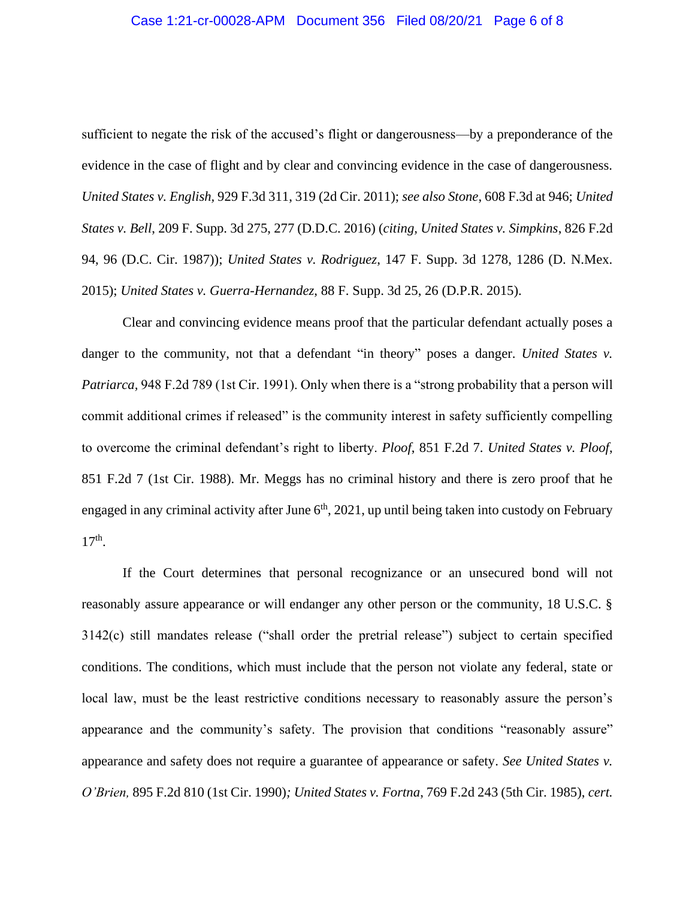sufficient to negate the risk of the accused's flight or dangerousness—by a preponderance of the evidence in the case of flight and by clear and convincing evidence in the case of dangerousness. *United States v. English*, 929 F.3d 311, 319 (2d Cir. 2011); *see also Stone*, 608 F.3d at 946; *United States v. Bell*, 209 F. Supp. 3d 275, 277 (D.D.C. 2016) (*citing, United States v. Simpkins*, 826 F.2d 94, 96 (D.C. Cir. 1987)); *United States v. Rodriguez*, 147 F. Supp. 3d 1278, 1286 (D. N.Mex. 2015); *United States v. Guerra-Hernandez*, 88 F. Supp. 3d 25, 26 (D.P.R. 2015).

Clear and convincing evidence means proof that the particular defendant actually poses a danger to the community, not that a defendant "in theory" poses a danger. *United States v. Patriarca*, 948 F.2d 789 (1st Cir. 1991). Only when there is a "strong probability that a person will commit additional crimes if released" is the community interest in safety sufficiently compelling to overcome the criminal defendant's right to liberty. *Ploof*, 851 F.2d 7. *United States v. Ploof*, 851 F.2d 7 (1st Cir. 1988). Mr. Meggs has no criminal history and there is zero proof that he engaged in any criminal activity after June 6th, 2021, up until being taken into custody on February 17th.

If the Court determines that personal recognizance or an unsecured bond will not reasonably assure appearance or will endanger any other person or the community, 18 U.S.C. § 3142(c) still mandates release ("shall order the pretrial release") subject to certain specified conditions. The conditions, which must include that the person not violate any federal, state or local law, must be the least restrictive conditions necessary to reasonably assure the person's appearance and the community's safety. The provision that conditions "reasonably assure" appearance and safety does not require a guarantee of appearance or safety. *See United States v. O'Brien,* 895 F.2d 810 (1st Cir. 1990)*; United States v. Fortna*, 769 F.2d 243 (5th Cir. 1985), *cert.*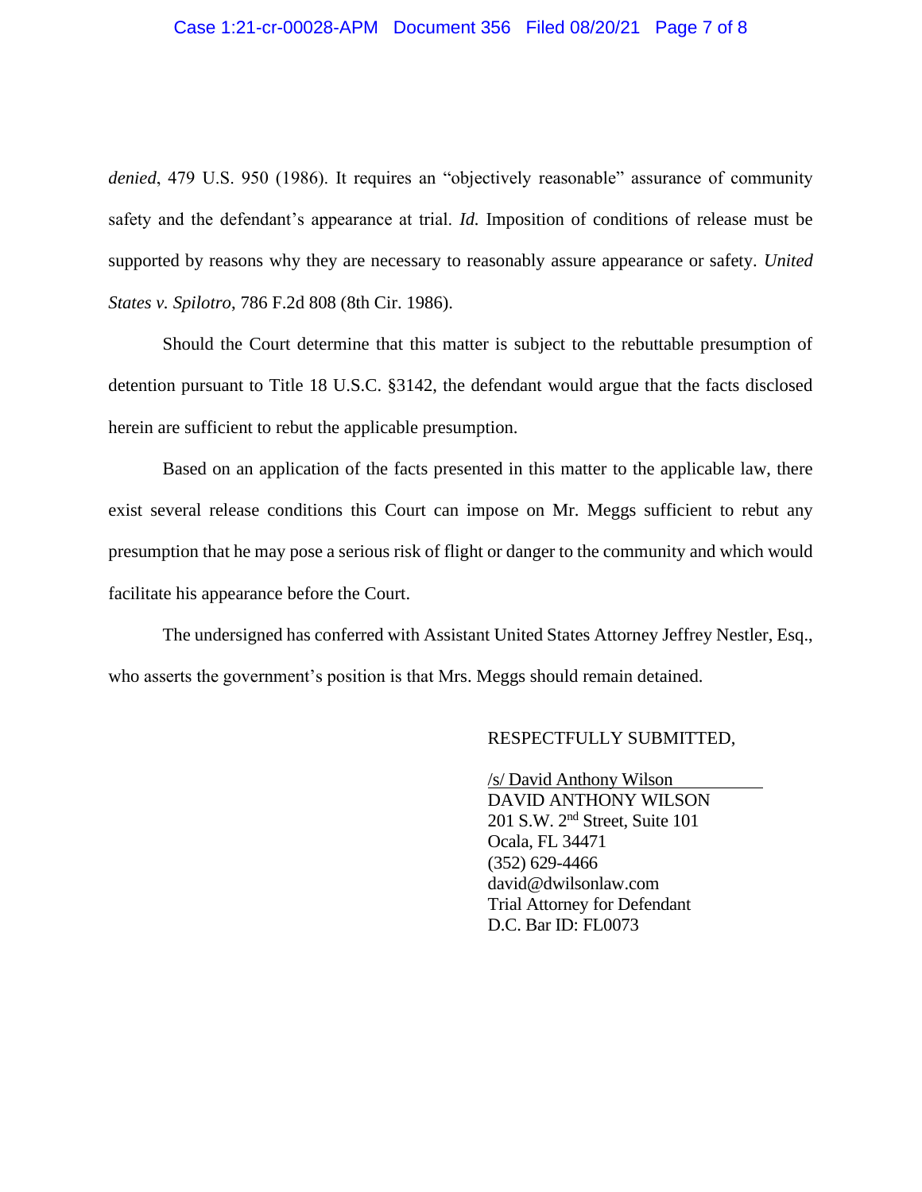*denied*, 479 U.S. 950 (1986). It requires an "objectively reasonable" assurance of community safety and the defendant's appearance at trial. *Id.* Imposition of conditions of release must be supported by reasons why they are necessary to reasonably assure appearance or safety. *United States v. Spilotro*, 786 F.2d 808 (8th Cir. 1986).

Should the Court determine that this matter is subject to the rebuttable presumption of detention pursuant to Title 18 U.S.C. §3142, the defendant would argue that the facts disclosed herein are sufficient to rebut the applicable presumption.

Based on an application of the facts presented in this matter to the applicable law, there exist several release conditions this Court can impose on Mr. Meggs sufficient to rebut any presumption that he may pose a serious risk of flight or danger to the community and which would facilitate his appearance before the Court.

The undersigned has conferred with Assistant United States Attorney Jeffrey Nestler, Esq., who asserts the government's position is that Mrs. Meggs should remain detained.

RESPECTFULLY SUBMITTED,

/s/ David Anthony Wilson
DAVID ANTHONY WILSON
201 S.W. 2nd Street, Suite 101
Ocala, FL 34471
(352) 629-4466
david@dwilsonlaw.com
Trial Attorney for Defendant
D.C. Bar ID: FL0073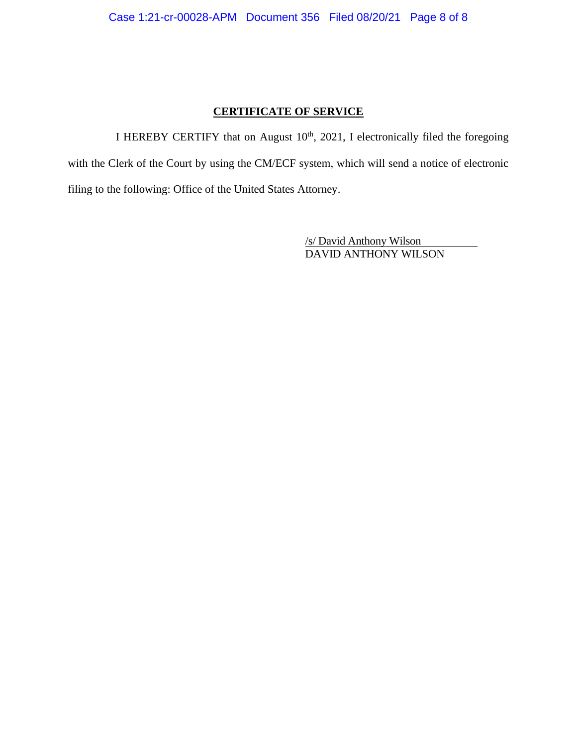## CERTIFICATE OF SERVICE

I HEREBY CERTIFY that on August 10th, 2021, I electronically filed the foregoing with the Clerk of the Court by using the CM/ECF system, which will send a notice of electronic filing to the following: Office of the United States Attorney.

/s/ David Anthony Wilson
DAVID ANTHONY WILSON